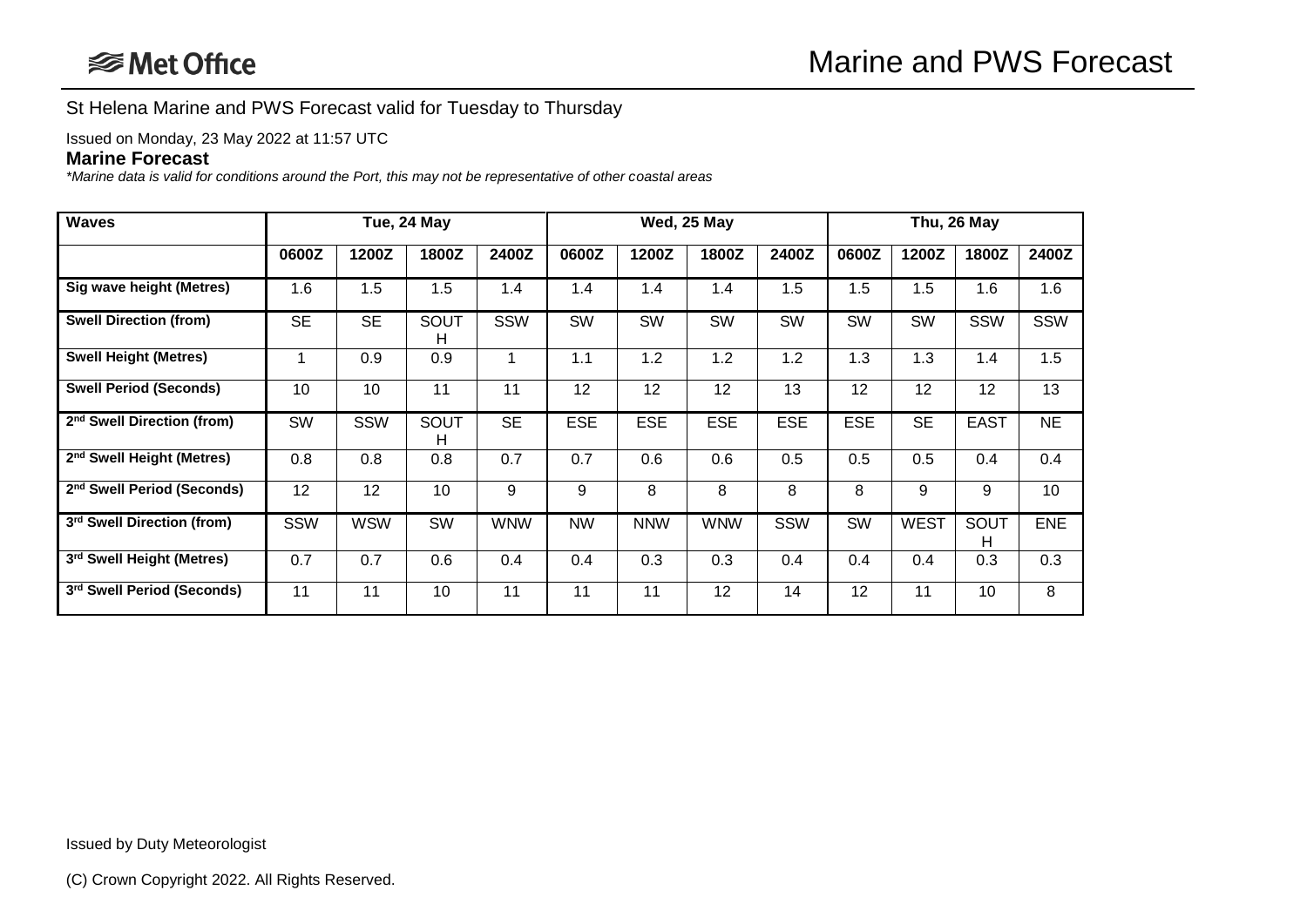# Marine and PWS Forecast

St Helena Marine and PWS Forecast valid for Tuesday to Thursday

Issued on Monday, 23 May 2022 at 11:57 UTC

## Marine Forecast

*\*Marine data is valid for conditions around the Port, this may not be representative of other coastal areas*

| Waves | Tue, 24 May | | | | Wed, 25 May | | | | Thu, 26 May | | | |
|---|---|---|---|---|---|---|---|---|---|---|---|---|
| | 0600Z | 1200Z | 1800Z | 2400Z | 0600Z | 1200Z | 1800Z | 2400Z | 0600Z | 1200Z | 1800Z | 2400Z |
| Sig wave height (Metres) | 1.6 | 1.5 | 1.5 | 1.4 | 1.4 | 1.4 | 1.4 | 1.5 | 1.5 | 1.5 | 1.6 | 1.6 |
| Swell Direction (from) | SE | SE | SOUTH | SSW | SW | SW | SW | SW | SW | SW | SSW | SSW |
| Swell Height (Metres) | 1 | 0.9 | 0.9 | 1 | 1.1 | 1.2 | 1.2 | 1.2 | 1.3 | 1.3 | 1.4 | 1.5 |
| Swell Period (Seconds) | 10 | 10 | 11 | 11 | 12 | 12 | 12 | 13 | 12 | 12 | 12 | 13 |
| 2nd Swell Direction (from) | SW | SSW | SOUTH | SE | ESE | ESE | ESE | ESE | ESE | SE | EAST | NE |
| 2nd Swell Height (Metres) | 0.8 | 0.8 | 0.8 | 0.7 | 0.7 | 0.6 | 0.6 | 0.5 | 0.5 | 0.5 | 0.4 | 0.4 |
| 2nd Swell Period (Seconds) | 12 | 12 | 10 | 9 | 9 | 8 | 8 | 8 | 8 | 9 | 9 | 10 |
| 3rd Swell Direction (from) | SSW | WSW | SW | WNW | NW | NNW | WNW | SSW | SW | WEST | SOUTH | ENE |
| 3rd Swell Height (Metres) | 0.7 | 0.7 | 0.6 | 0.4 | 0.4 | 0.3 | 0.3 | 0.4 | 0.4 | 0.4 | 0.3 | 0.3 |
| 3rd Swell Period (Seconds) | 11 | 11 | 10 | 11 | 11 | 11 | 12 | 14 | 12 | 11 | 10 | 8 |

Issued by Duty Meteorologist

(C) Crown Copyright 2022. All Rights Reserved.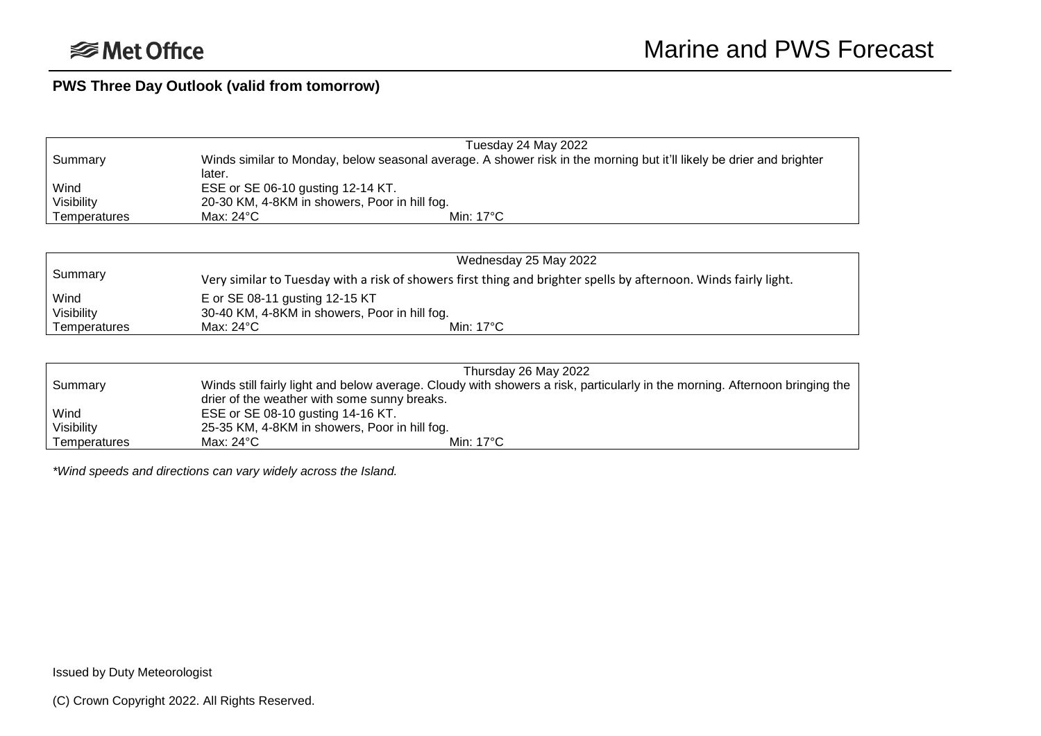Met Office

# Marine and PWS Forecast

**PWS Three Day Outlook (valid from tomorrow)**

| Tuesday 24 May 2022 | | |
|---|---|---|
| Summary | Winds similar to Monday, below seasonal average. A shower risk in the morning but it'll likely be drier and brighter later. | |
| Wind | ESE or SE 06-10 gusting 12-14 KT. | |
| Visibility | 20-30 KM, 4-8KM in showers, Poor in hill fog. | |
| Temperatures | Max: 24°C | Min: 17°C |

| Wednesday 25 May 2022 | | |
|---|---|---|
| Summary | Very similar to Tuesday with a risk of showers first thing and brighter spells by afternoon. Winds fairly light. | |
| Wind | E or SE 08-11 gusting 12-15 KT | |
| Visibility | 30-40 KM, 4-8KM in showers, Poor in hill fog. | |
| Temperatures | Max: 24°C | Min: 17°C |

| Thursday 26 May 2022 | | |
|---|---|---|
| Summary | Winds still fairly light and below average. Cloudy with showers a risk, particularly in the morning. Afternoon bringing the drier of the weather with some sunny breaks. | |
| Wind | ESE or SE 08-10 gusting 14-16 KT. | |
| Visibility | 25-35 KM, 4-8KM in showers, Poor in hill fog. | |
| Temperatures | Max: 24°C | Min: 17°C |

*\*Wind speeds and directions can vary widely across the Island.*

Issued by Duty Meteorologist

(C) Crown Copyright 2022. All Rights Reserved.